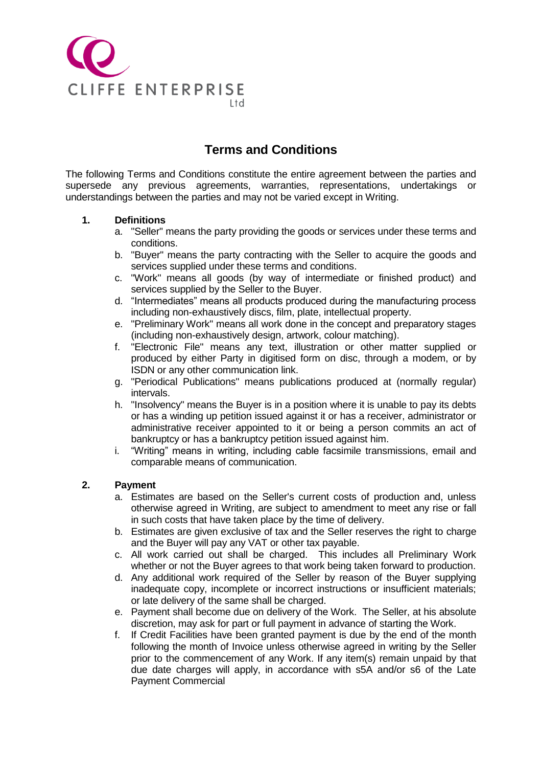CLIFFE ENTERPRISE Ltd

# Terms and Conditions

The following Terms and Conditions constitute the entire agreement between the parties and supersede any previous agreements, warranties, representations, undertakings or understandings between the parties and may not be varied except in Writing.

**1. Definitions**

a. "Seller" means the party providing the goods or services under these terms and conditions.
b. "Buyer" means the party contracting with the Seller to acquire the goods and services supplied under these terms and conditions.
c. "Work" means all goods (by way of intermediate or finished product) and services supplied by the Seller to the Buyer.
d. "Intermediates" means all products produced during the manufacturing process including non-exhaustively discs, film, plate, intellectual property.
e. "Preliminary Work" means all work done in the concept and preparatory stages (including non-exhaustively design, artwork, colour matching).
f. "Electronic File" means any text, illustration or other matter supplied or produced by either Party in digitised form on disc, through a modem, or by ISDN or any other communication link.
g. "Periodical Publications" means publications produced at (normally regular) intervals.
h. "Insolvency" means the Buyer is in a position where it is unable to pay its debts or has a winding up petition issued against it or has a receiver, administrator or administrative receiver appointed to it or being a person commits an act of bankruptcy or has a bankruptcy petition issued against him.
i. "Writing" means in writing, including cable facsimile transmissions, email and comparable means of communication.

**2. Payment**

a. Estimates are based on the Seller's current costs of production and, unless otherwise agreed in Writing, are subject to amendment to meet any rise or fall in such costs that have taken place by the time of delivery.
b. Estimates are given exclusive of tax and the Seller reserves the right to charge and the Buyer will pay any VAT or other tax payable.
c. All work carried out shall be charged. This includes all Preliminary Work whether or not the Buyer agrees to that work being taken forward to production.
d. Any additional work required of the Seller by reason of the Buyer supplying inadequate copy, incomplete or incorrect instructions or insufficient materials; or late delivery of the same shall be charged.
e. Payment shall become due on delivery of the Work. The Seller, at his absolute discretion, may ask for part or full payment in advance of starting the Work.
f. If Credit Facilities have been granted payment is due by the end of the month following the month of Invoice unless otherwise agreed in writing by the Seller prior to the commencement of any Work. If any item(s) remain unpaid by that due date charges will apply, in accordance with s5A and/or s6 of the Late Payment Commercial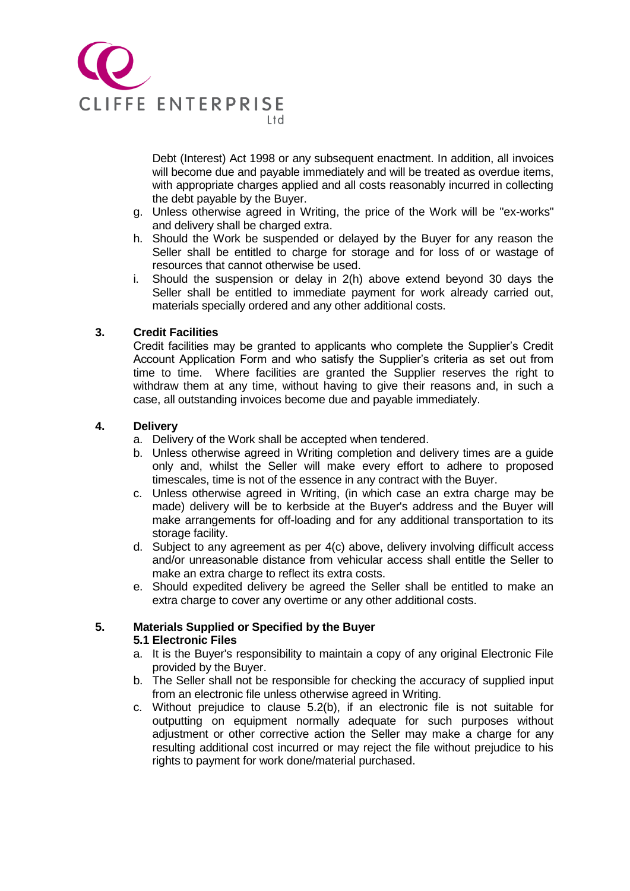Debt (Interest) Act 1998 or any subsequent enactment. In addition, all invoices will become due and payable immediately and will be treated as overdue items, with appropriate charges applied and all costs reasonably incurred in collecting the debt payable by the Buyer.

g. Unless otherwise agreed in Writing, the price of the Work will be "ex-works" and delivery shall be charged extra.
h. Should the Work be suspended or delayed by the Buyer for any reason the Seller shall be entitled to charge for storage and for loss of or wastage of resources that cannot otherwise be used.
i. Should the suspension or delay in 2(h) above extend beyond 30 days the Seller shall be entitled to immediate payment for work already carried out, materials specially ordered and any other additional costs.

**3. Credit Facilities**

Credit facilities may be granted to applicants who complete the Supplier's Credit Account Application Form and who satisfy the Supplier's criteria as set out from time to time. Where facilities are granted the Supplier reserves the right to withdraw them at any time, without having to give their reasons and, in such a case, all outstanding invoices become due and payable immediately.

**4. Delivery**

a. Delivery of the Work shall be accepted when tendered.
b. Unless otherwise agreed in Writing completion and delivery times are a guide only and, whilst the Seller will make every effort to adhere to proposed timescales, time is not of the essence in any contract with the Buyer.
c. Unless otherwise agreed in Writing, (in which case an extra charge may be made) delivery will be to kerbside at the Buyer's address and the Buyer will make arrangements for off-loading and for any additional transportation to its storage facility.
d. Subject to any agreement as per 4(c) above, delivery involving difficult access and/or unreasonable distance from vehicular access shall entitle the Seller to make an extra charge to reflect its extra costs.
e. Should expedited delivery be agreed the Seller shall be entitled to make an extra charge to cover any overtime or any other additional costs.

**5. Materials Supplied or Specified by the Buyer**

**5.1 Electronic Files**

a. It is the Buyer's responsibility to maintain a copy of any original Electronic File provided by the Buyer.
b. The Seller shall not be responsible for checking the accuracy of supplied input from an electronic file unless otherwise agreed in Writing.
c. Without prejudice to clause 5.2(b), if an electronic file is not suitable for outputting on equipment normally adequate for such purposes without adjustment or other corrective action the Seller may make a charge for any resulting additional cost incurred or may reject the file without prejudice to his rights to payment for work done/material purchased.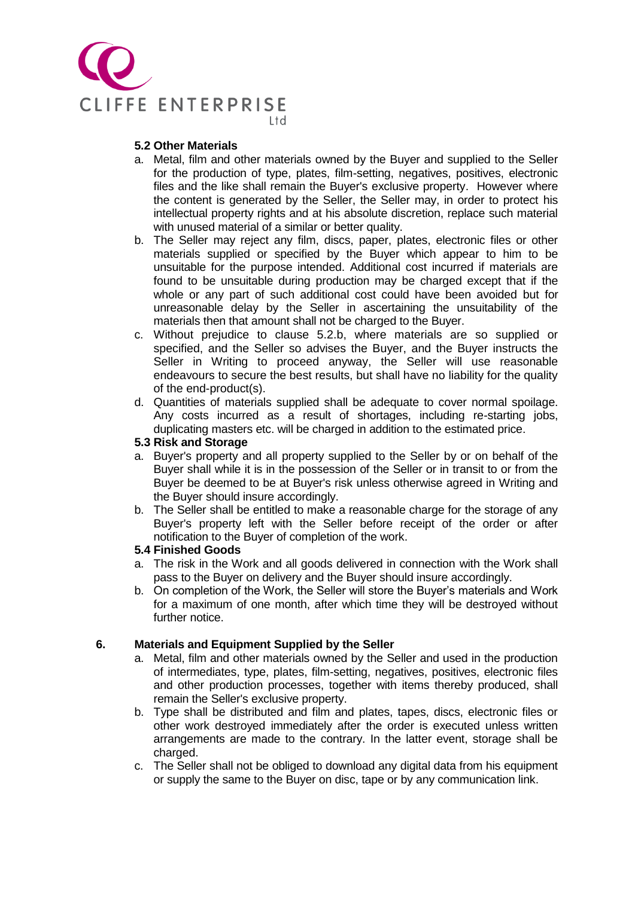**5.2 Other Materials**

a. Metal, film and other materials owned by the Buyer and supplied to the Seller for the production of type, plates, film-setting, negatives, positives, electronic files and the like shall remain the Buyer's exclusive property. However where the content is generated by the Seller, the Seller may, in order to protect his intellectual property rights and at his absolute discretion, replace such material with unused material of a similar or better quality.

b. The Seller may reject any film, discs, paper, plates, electronic files or other materials supplied or specified by the Buyer which appear to him to be unsuitable for the purpose intended. Additional cost incurred if materials are found to be unsuitable during production may be charged except that if the whole or any part of such additional cost could have been avoided but for unreasonable delay by the Seller in ascertaining the unsuitability of the materials then that amount shall not be charged to the Buyer.

c. Without prejudice to clause 5.2.b, where materials are so supplied or specified, and the Seller so advises the Buyer, and the Buyer instructs the Seller in Writing to proceed anyway, the Seller will use reasonable endeavours to secure the best results, but shall have no liability for the quality of the end-product(s).

d. Quantities of materials supplied shall be adequate to cover normal spoilage. Any costs incurred as a result of shortages, including re-starting jobs, duplicating masters etc. will be charged in addition to the estimated price.

**5.3 Risk and Storage**

a. Buyer's property and all property supplied to the Seller by or on behalf of the Buyer shall while it is in the possession of the Seller or in transit to or from the Buyer be deemed to be at Buyer's risk unless otherwise agreed in Writing and the Buyer should insure accordingly.

b. The Seller shall be entitled to make a reasonable charge for the storage of any Buyer's property left with the Seller before receipt of the order or after notification to the Buyer of completion of the work.

**5.4 Finished Goods**

a. The risk in the Work and all goods delivered in connection with the Work shall pass to the Buyer on delivery and the Buyer should insure accordingly.

b. On completion of the Work, the Seller will store the Buyer's materials and Work for a maximum of one month, after which time they will be destroyed without further notice.

**6. Materials and Equipment Supplied by the Seller**

a. Metal, film and other materials owned by the Seller and used in the production of intermediates, type, plates, film-setting, negatives, positives, electronic files and other production processes, together with items thereby produced, shall remain the Seller's exclusive property.

b. Type shall be distributed and film and plates, tapes, discs, electronic files or other work destroyed immediately after the order is executed unless written arrangements are made to the contrary. In the latter event, storage shall be charged.

c. The Seller shall not be obliged to download any digital data from his equipment or supply the same to the Buyer on disc, tape or by any communication link.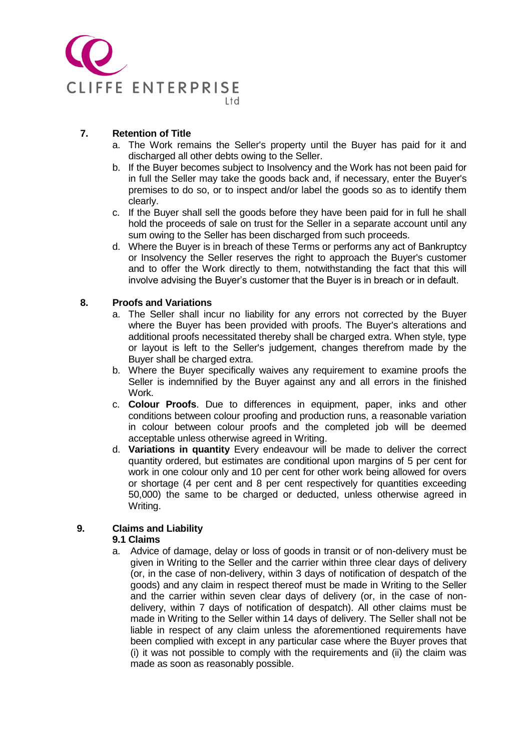## 7. Retention of Title

a. The Work remains the Seller's property until the Buyer has paid for it and discharged all other debts owing to the Seller.

b. If the Buyer becomes subject to Insolvency and the Work has not been paid for in full the Seller may take the goods back and, if necessary, enter the Buyer's premises to do so, or to inspect and/or label the goods so as to identify them clearly.

c. If the Buyer shall sell the goods before they have been paid for in full he shall hold the proceeds of sale on trust for the Seller in a separate account until any sum owing to the Seller has been discharged from such proceeds.

d. Where the Buyer is in breach of these Terms or performs any act of Bankruptcy or Insolvency the Seller reserves the right to approach the Buyer's customer and to offer the Work directly to them, notwithstanding the fact that this will involve advising the Buyer's customer that the Buyer is in breach or in default.

## 8. Proofs and Variations

a. The Seller shall incur no liability for any errors not corrected by the Buyer where the Buyer has been provided with proofs. The Buyer's alterations and additional proofs necessitated thereby shall be charged extra. When style, type or layout is left to the Seller's judgement, changes therefrom made by the Buyer shall be charged extra.

b. Where the Buyer specifically waives any requirement to examine proofs the Seller is indemnified by the Buyer against any and all errors in the finished Work.

c. **Colour Proofs**. Due to differences in equipment, paper, inks and other conditions between colour proofing and production runs, a reasonable variation in colour between colour proofs and the completed job will be deemed acceptable unless otherwise agreed in Writing.

d. **Variations in quantity** Every endeavour will be made to deliver the correct quantity ordered, but estimates are conditional upon margins of 5 per cent for work in one colour only and 10 per cent for other work being allowed for overs or shortage (4 per cent and 8 per cent respectively for quantities exceeding 50,000) the same to be charged or deducted, unless otherwise agreed in Writing.

## 9. Claims and Liability

### 9.1 Claims

a. Advice of damage, delay or loss of goods in transit or of non-delivery must be given in Writing to the Seller and the carrier within three clear days of delivery (or, in the case of non-delivery, within 3 days of notification of despatch of the goods) and any claim in respect thereof must be made in Writing to the Seller and the carrier within seven clear days of delivery (or, in the case of non-delivery, within 7 days of notification of despatch). All other claims must be made in Writing to the Seller within 14 days of delivery. The Seller shall not be liable in respect of any claim unless the aforementioned requirements have been complied with except in any particular case where the Buyer proves that (i) it was not possible to comply with the requirements and (ii) the claim was made as soon as reasonably possible.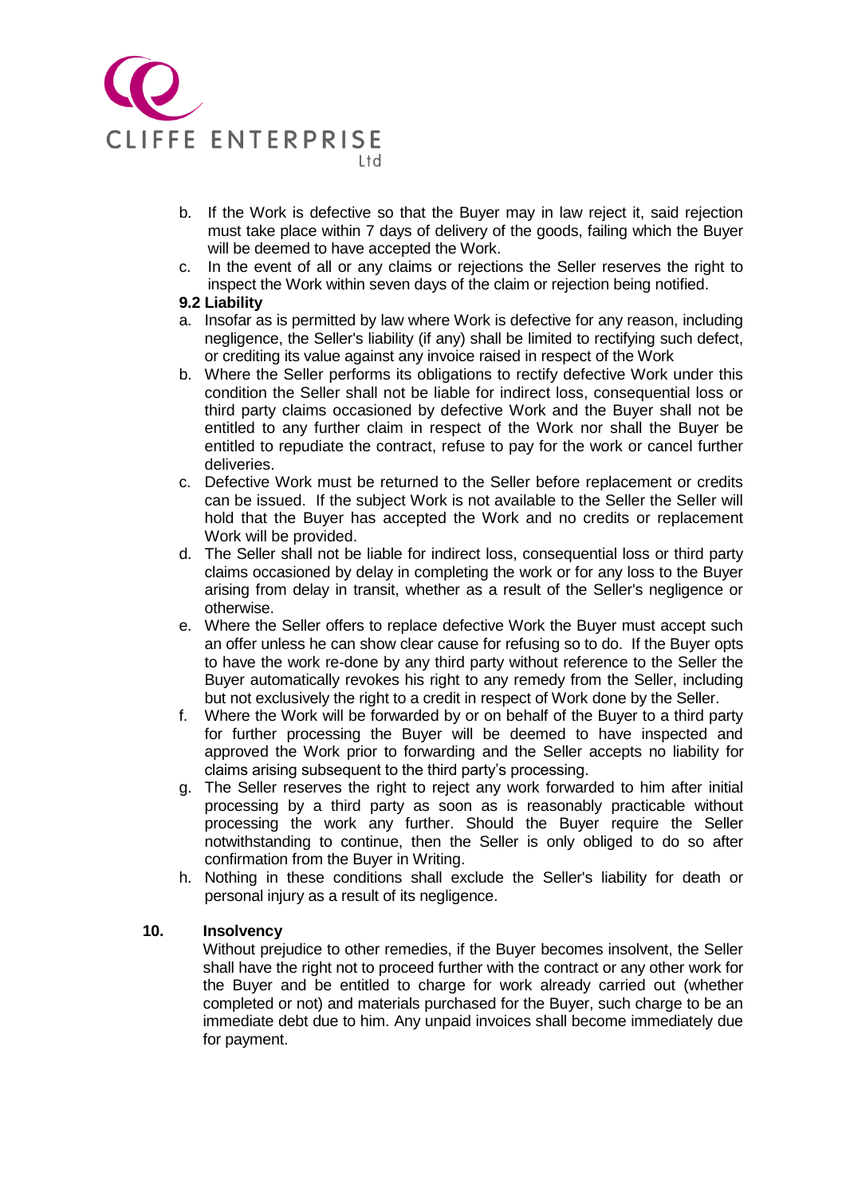b. If the Work is defective so that the Buyer may in law reject it, said rejection must take place within 7 days of delivery of the goods, failing which the Buyer will be deemed to have accepted the Work.
c. In the event of all or any claims or rejections the Seller reserves the right to inspect the Work within seven days of the claim or rejection being notified.

**9.2 Liability**

a. Insofar as is permitted by law where Work is defective for any reason, including negligence, the Seller's liability (if any) shall be limited to rectifying such defect, or crediting its value against any invoice raised in respect of the Work
b. Where the Seller performs its obligations to rectify defective Work under this condition the Seller shall not be liable for indirect loss, consequential loss or third party claims occasioned by defective Work and the Buyer shall not be entitled to any further claim in respect of the Work nor shall the Buyer be entitled to repudiate the contract, refuse to pay for the work or cancel further deliveries.
c. Defective Work must be returned to the Seller before replacement or credits can be issued. If the subject Work is not available to the Seller the Seller will hold that the Buyer has accepted the Work and no credits or replacement Work will be provided.
d. The Seller shall not be liable for indirect loss, consequential loss or third party claims occasioned by delay in completing the work or for any loss to the Buyer arising from delay in transit, whether as a result of the Seller's negligence or otherwise.
e. Where the Seller offers to replace defective Work the Buyer must accept such an offer unless he can show clear cause for refusing so to do. If the Buyer opts to have the work re-done by any third party without reference to the Seller the Buyer automatically revokes his right to any remedy from the Seller, including but not exclusively the right to a credit in respect of Work done by the Seller.
f. Where the Work will be forwarded by or on behalf of the Buyer to a third party for further processing the Buyer will be deemed to have inspected and approved the Work prior to forwarding and the Seller accepts no liability for claims arising subsequent to the third party's processing.
g. The Seller reserves the right to reject any work forwarded to him after initial processing by a third party as soon as is reasonably practicable without processing the work any further. Should the Buyer require the Seller notwithstanding to continue, then the Seller is only obliged to do so after confirmation from the Buyer in Writing.
h. Nothing in these conditions shall exclude the Seller's liability for death or personal injury as a result of its negligence.

**10. Insolvency**

Without prejudice to other remedies, if the Buyer becomes insolvent, the Seller shall have the right not to proceed further with the contract or any other work for the Buyer and be entitled to charge for work already carried out (whether completed or not) and materials purchased for the Buyer, such charge to be an immediate debt due to him. Any unpaid invoices shall become immediately due for payment.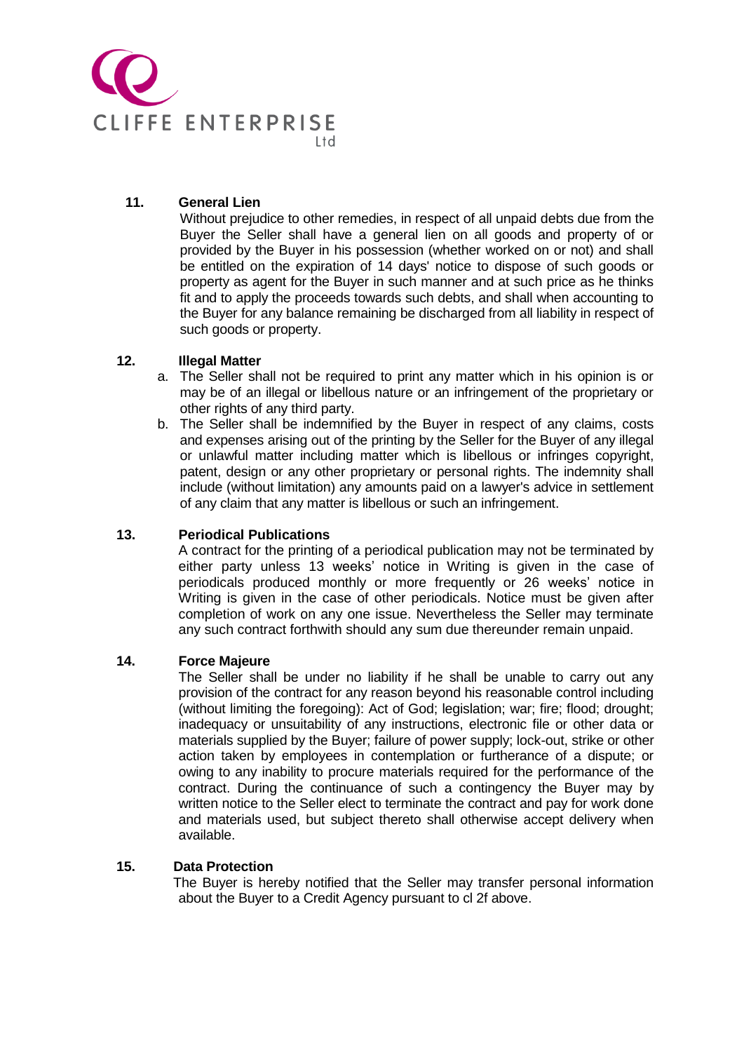CLIFFE ENTERPRISE Ltd

## 11. General Lien

Without prejudice to other remedies, in respect of all unpaid debts due from the Buyer the Seller shall have a general lien on all goods and property of or provided by the Buyer in his possession (whether worked on or not) and shall be entitled on the expiration of 14 days' notice to dispose of such goods or property as agent for the Buyer in such manner and at such price as he thinks fit and to apply the proceeds towards such debts, and shall when accounting to the Buyer for any balance remaining be discharged from all liability in respect of such goods or property.

## 12. Illegal Matter

a. The Seller shall not be required to print any matter which in his opinion is or may be of an illegal or libellous nature or an infringement of the proprietary or other rights of any third party.

b. The Seller shall be indemnified by the Buyer in respect of any claims, costs and expenses arising out of the printing by the Seller for the Buyer of any illegal or unlawful matter including matter which is libellous or infringes copyright, patent, design or any other proprietary or personal rights. The indemnity shall include (without limitation) any amounts paid on a lawyer's advice in settlement of any claim that any matter is libellous or such an infringement.

## 13. Periodical Publications

A contract for the printing of a periodical publication may not be terminated by either party unless 13 weeks' notice in Writing is given in the case of periodicals produced monthly or more frequently or 26 weeks' notice in Writing is given in the case of other periodicals. Notice must be given after completion of work on any one issue. Nevertheless the Seller may terminate any such contract forthwith should any sum due thereunder remain unpaid.

## 14. Force Majeure

The Seller shall be under no liability if he shall be unable to carry out any provision of the contract for any reason beyond his reasonable control including (without limiting the foregoing): Act of God; legislation; war; fire; flood; drought; inadequacy or unsuitability of any instructions, electronic file or other data or materials supplied by the Buyer; failure of power supply; lock-out, strike or other action taken by employees in contemplation or furtherance of a dispute; or owing to any inability to procure materials required for the performance of the contract. During the continuance of such a contingency the Buyer may by written notice to the Seller elect to terminate the contract and pay for work done and materials used, but subject thereto shall otherwise accept delivery when available.

## 15. Data Protection

The Buyer is hereby notified that the Seller may transfer personal information about the Buyer to a Credit Agency pursuant to cl 2f above.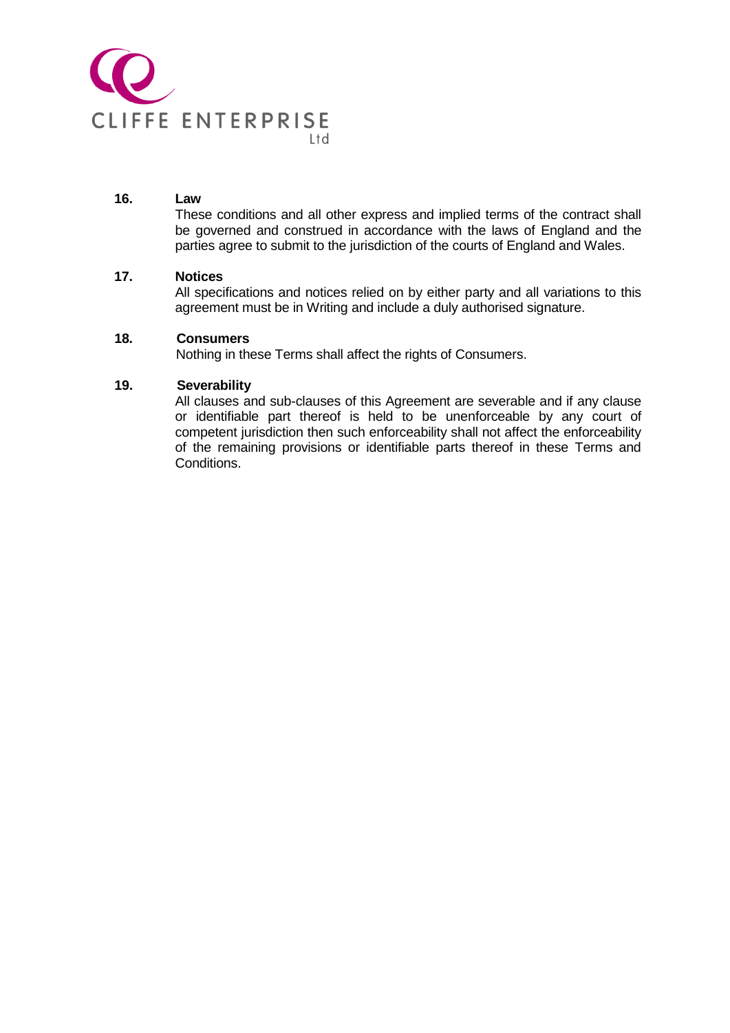**16. Law**

These conditions and all other express and implied terms of the contract shall be governed and construed in accordance with the laws of England and the parties agree to submit to the jurisdiction of the courts of England and Wales.

**17. Notices**

All specifications and notices relied on by either party and all variations to this agreement must be in Writing and include a duly authorised signature.

**18. Consumers**

Nothing in these Terms shall affect the rights of Consumers.

**19. Severability**

All clauses and sub-clauses of this Agreement are severable and if any clause or identifiable part thereof is held to be unenforceable by any court of competent jurisdiction then such enforceability shall not affect the enforceability of the remaining provisions or identifiable parts thereof in these Terms and Conditions.